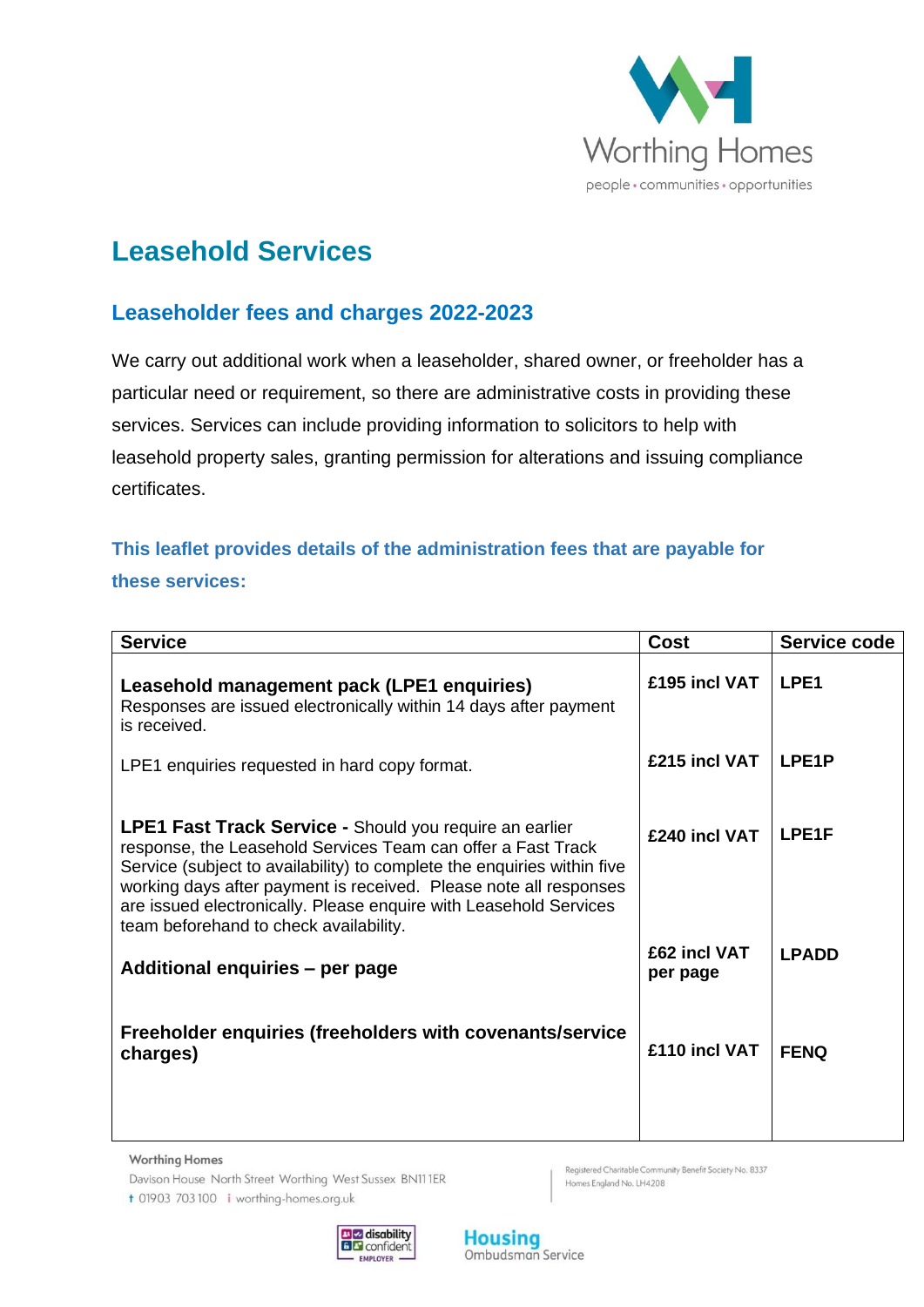# Leasehold Services

## Leaseholder fees and charges 2022-2023

We carry out additional work when a leaseholder, shared owner, or freeholder has a particular need or requirement, so there are administrative costs in providing these services. Services can include providing information to solicitors to help with leasehold property sales, granting permission for alterations and issuing compliance certificates.

### This leaflet provides details of the administration fees that are payable for these services:

| Service | Cost | Service code |
| --- | --- | --- |
| **Leasehold management pack (LPE1 enquiries)** Responses are issued electronically within 14 days after payment is received. | **£195 incl VAT** | **LPE1** |
| LPE1 enquiries requested in hard copy format. | **£215 incl VAT** | **LPE1P** |
| **LPE1 Fast Track Service -** Should you require an earlier response, the Leasehold Services Team can offer a Fast Track Service (subject to availability) to complete the enquiries within five working days after payment is received. Please note all responses are issued electronically. Please enquire with Leasehold Services team beforehand to check availability. | **£240 incl VAT** | **LPE1F** |
| **Additional enquiries – per page** | **£62 incl VAT per page** | **LPADD** |
| **Freeholder enquiries (freeholders with covenants/service charges)** | **£110 incl VAT** | **FENQ** |

Worthing Homes
Davison House North Street Worthing West Sussex BN11 1ER
t 01903 703 100 i worthing-homes.org.uk

Registered Charitable Community Benefit Society No. 8337
Homes England No. LH4208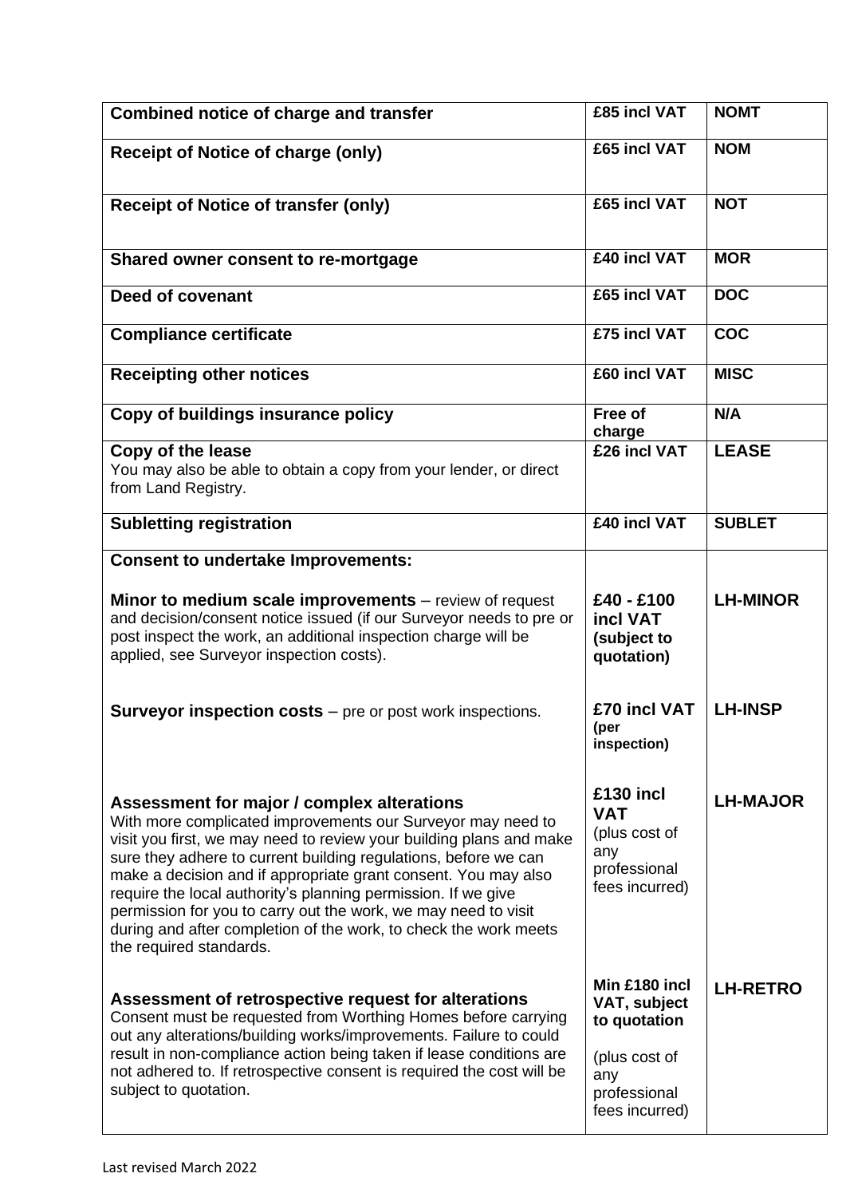| | | |
|---|---|---|
| **Combined notice of charge and transfer** | **£85 incl VAT** | **NOMT** |
| **Receipt of Notice of charge (only)** | **£65 incl VAT** | **NOM** |
| **Receipt of Notice of transfer (only)** | **£65 incl VAT** | **NOT** |
| **Shared owner consent to re-mortgage** | **£40 incl VAT** | **MOR** |
| **Deed of covenant** | **£65 incl VAT** | **DOC** |
| **Compliance certificate** | **£75 incl VAT** | **COC** |
| **Receipting other notices** | **£60 incl VAT** | **MISC** |
| **Copy of buildings insurance policy** | **Free of charge** | **N/A** |
| **Copy of the lease**<br>You may also be able to obtain a copy from your lender, or direct from Land Registry. | **£26 incl VAT** | **LEASE** |
| **Subletting registration** | **£40 incl VAT** | **SUBLET** |
| **Consent to undertake Improvements:** | | |
| **Minor to medium scale improvements** – review of request and decision/consent notice issued (if our Surveyor needs to pre or post inspect the work, an additional inspection charge will be applied, see Surveyor inspection costs). | **£40 - £100 incl VAT (subject to quotation)** | **LH-MINOR** |
| **Surveyor inspection costs** – pre or post work inspections. | **£70 incl VAT (per inspection)** | **LH-INSP** |
| **Assessment for major / complex alterations**<br>With more complicated improvements our Surveyor may need to visit you first, we may need to review your building plans and make sure they adhere to current building regulations, before we can make a decision and if appropriate grant consent. You may also require the local authority's planning permission. If we give permission for you to carry out the work, we may need to visit during and after completion of the work, to check the work meets the required standards. | **£130 incl VAT** (plus cost of any professional fees incurred) | **LH-MAJOR** |
| **Assessment of retrospective request for alterations**<br>Consent must be requested from Worthing Homes before carrying out any alterations/building works/improvements. Failure to could result in non-compliance action being taken if lease conditions are not adhered to. If retrospective consent is required the cost will be subject to quotation. | **Min £180 incl VAT, subject to quotation**<br><br>(plus cost of any professional fees incurred) | **LH-RETRO** |

Last revised March 2022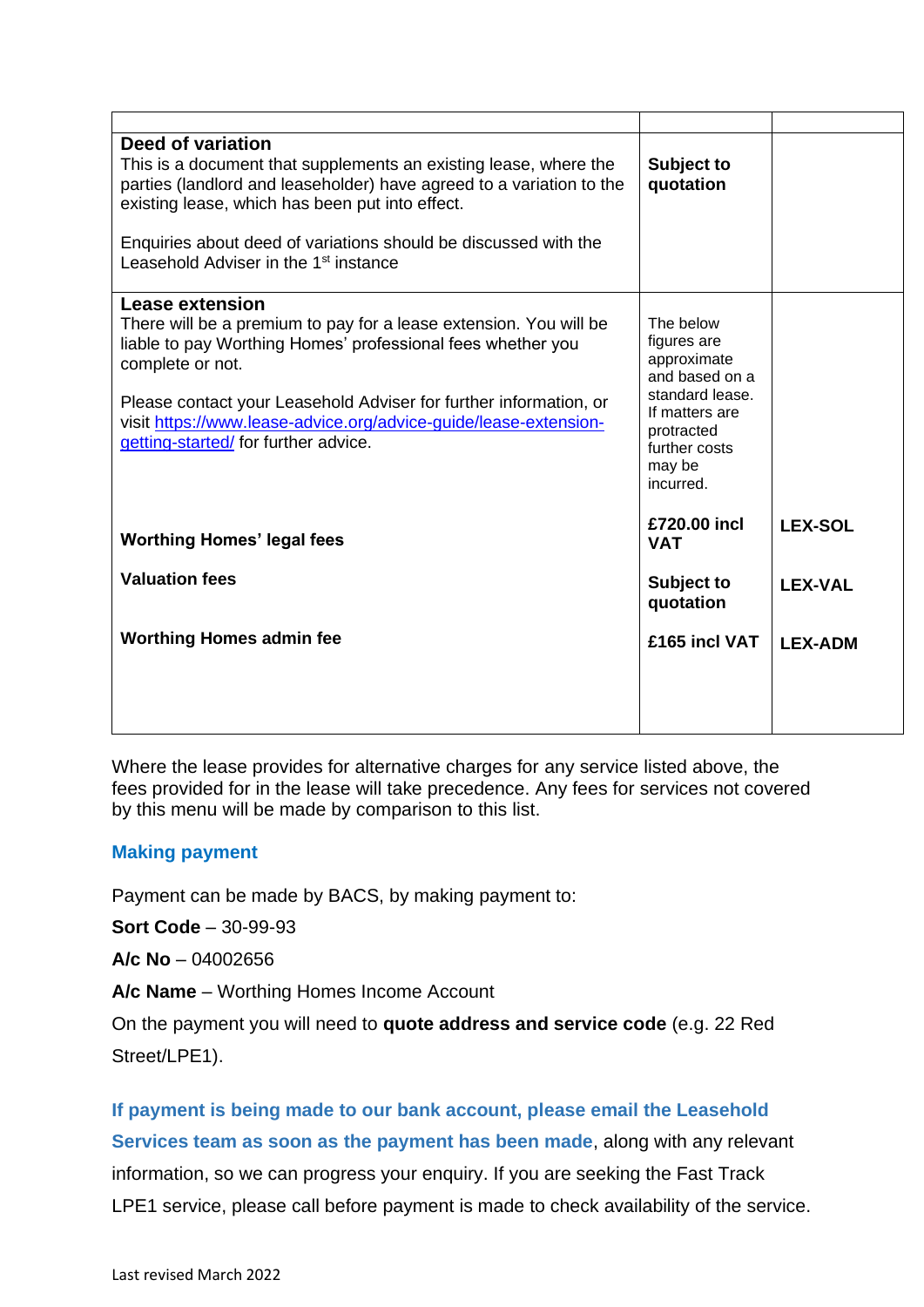| | | |
|---|---|---|
| **Deed of variation**<br>This is a document that supplements an existing lease, where the parties (landlord and leaseholder) have agreed to a variation to the existing lease, which has been put into effect.<br><br>Enquiries about deed of variations should be discussed with the Leasehold Adviser in the 1st instance | **Subject to quotation** | |
| **Lease extension**<br>There will be a premium to pay for a lease extension. You will be liable to pay Worthing Homes' professional fees whether you complete or not.<br><br>Please contact your Leasehold Adviser for further information, or visit [https://www.lease-advice.org/advice-guide/lease-extension-getting-started/](https://www.lease-advice.org/advice-guide/lease-extension-getting-started/) for further advice. | The below figures are approximate and based on a standard lease. If matters are protracted further costs may be incurred. | |
| **Worthing Homes' legal fees** | **£720.00 incl VAT** | **LEX-SOL** |
| **Valuation fees** | **Subject to quotation** | **LEX-VAL** |
| **Worthing Homes admin fee** | **£165 incl VAT** | **LEX-ADM** |

Where the lease provides for alternative charges for any service listed above, the fees provided for in the lease will take precedence. Any fees for services not covered by this menu will be made by comparison to this list.

## Making payment

Payment can be made by BACS, by making payment to:

**Sort Code** – 30-99-93

**A/c No** – 04002656

**A/c Name** – Worthing Homes Income Account

On the payment you will need to **quote address and service code** (e.g. 22 Red Street/LPE1).

**If payment is being made to our bank account, please email the Leasehold Services team as soon as the payment has been made**, along with any relevant information, so we can progress your enquiry. If you are seeking the Fast Track LPE1 service, please call before payment is made to check availability of the service.

Last revised March 2022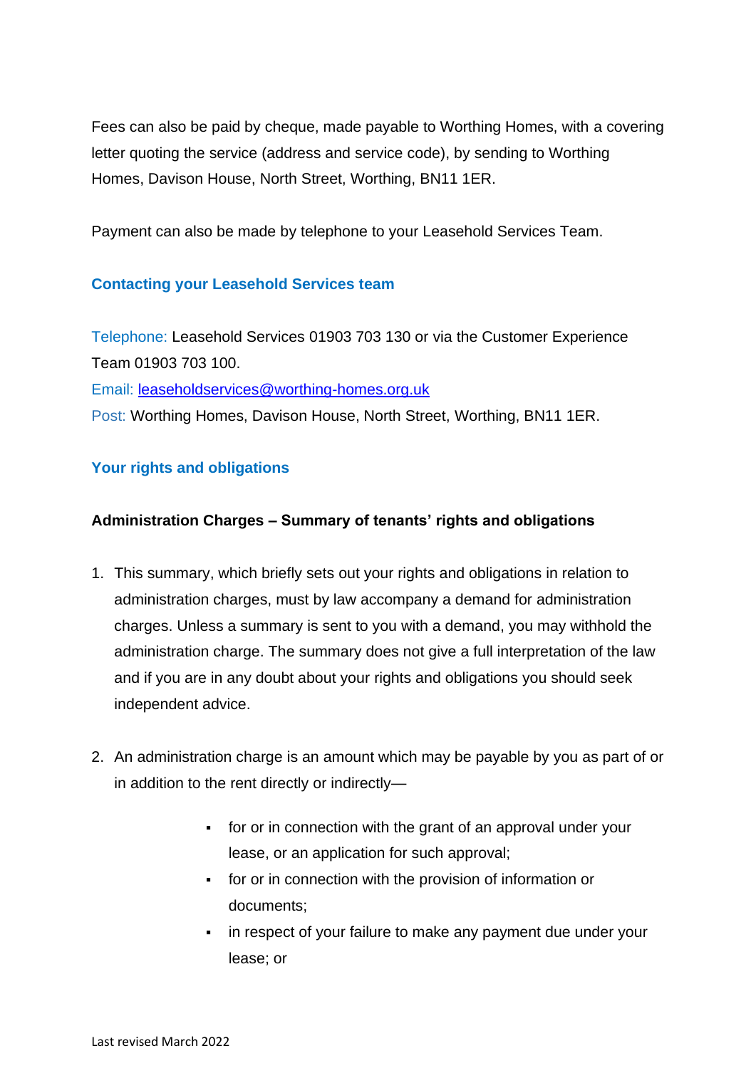Fees can also be paid by cheque, made payable to Worthing Homes, with a covering letter quoting the service (address and service code), by sending to Worthing Homes, Davison House, North Street, Worthing, BN11 1ER.

Payment can also be made by telephone to your Leasehold Services Team.

## Contacting your Leasehold Services team

Telephone: Leasehold Services 01903 703 130 or via the Customer Experience Team 01903 703 100.
Email: [leaseholdservices@worthing-homes.org.uk](mailto:leaseholdservices@worthing-homes.org.uk)
Post: Worthing Homes, Davison House, North Street, Worthing, BN11 1ER.

## Your rights and obligations

### Administration Charges – Summary of tenants' rights and obligations

1. This summary, which briefly sets out your rights and obligations in relation to administration charges, must by law accompany a demand for administration charges. Unless a summary is sent to you with a demand, you may withhold the administration charge. The summary does not give a full interpretation of the law and if you are in any doubt about your rights and obligations you should seek independent advice.

2. An administration charge is an amount which may be payable by you as part of or in addition to the rent directly or indirectly—
    - for or in connection with the grant of an approval under your lease, or an application for such approval;
    - for or in connection with the provision of information or documents;
    - in respect of your failure to make any payment due under your lease; or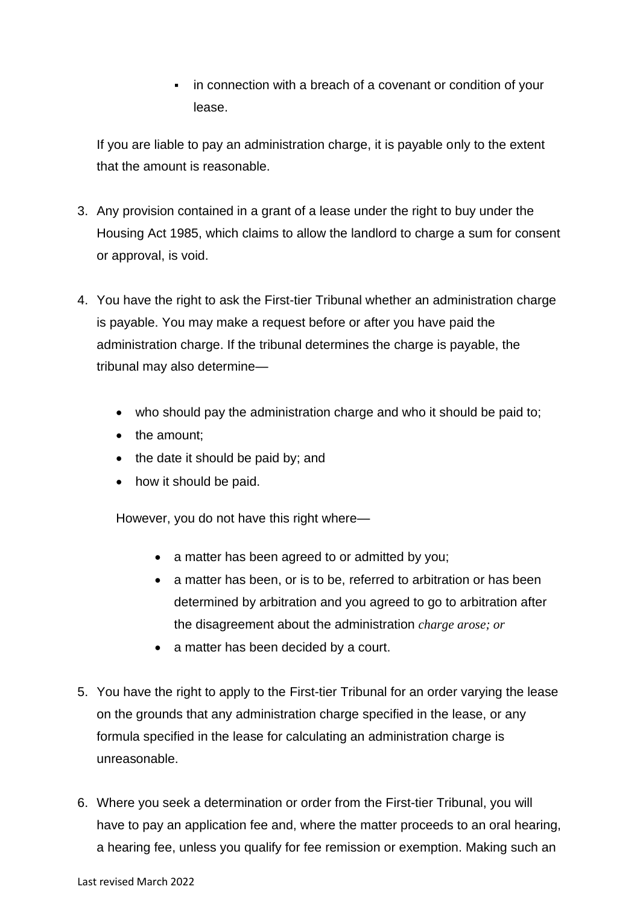- in connection with a breach of a covenant or condition of your lease.

If you are liable to pay an administration charge, it is payable only to the extent that the amount is reasonable.

3. Any provision contained in a grant of a lease under the right to buy under the Housing Act 1985, which claims to allow the landlord to charge a sum for consent or approval, is void.

4. You have the right to ask the First-tier Tribunal whether an administration charge is payable. You may make a request before or after you have paid the administration charge. If the tribunal determines the charge is payable, the tribunal may also determine—

   - who should pay the administration charge and who it should be paid to;
   - the amount;
   - the date it should be paid by; and
   - how it should be paid.

   However, you do not have this right where—

   - a matter has been agreed to or admitted by you;
   - a matter has been, or is to be, referred to arbitration or has been determined by arbitration and you agreed to go to arbitration after the disagreement about the administration *charge arose; or*
   - a matter has been decided by a court.

5. You have the right to apply to the First-tier Tribunal for an order varying the lease on the grounds that any administration charge specified in the lease, or any formula specified in the lease for calculating an administration charge is unreasonable.

6. Where you seek a determination or order from the First-tier Tribunal, you will have to pay an application fee and, where the matter proceeds to an oral hearing, a hearing fee, unless you qualify for fee remission or exemption. Making such an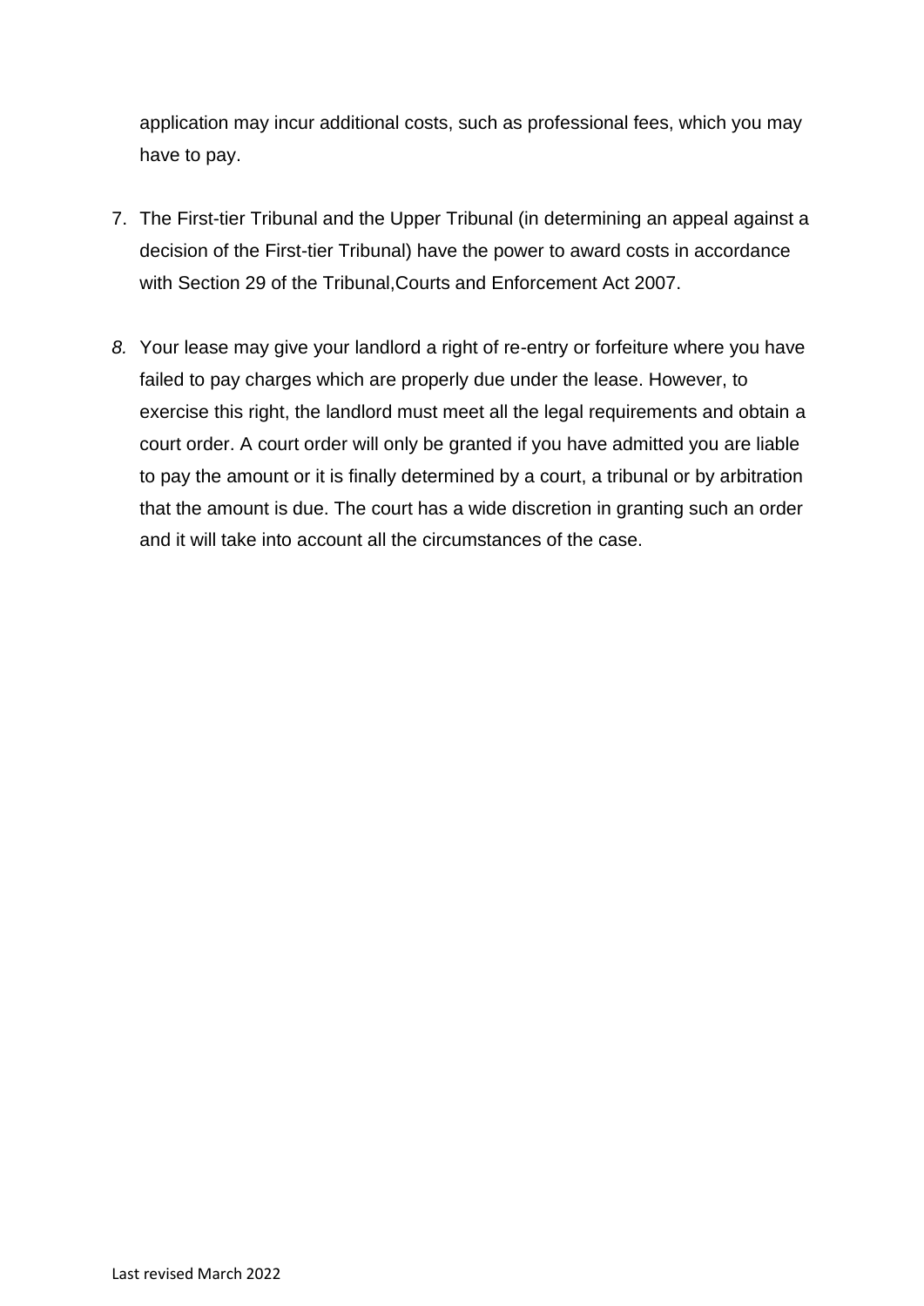application may incur additional costs, such as professional fees, which you may have to pay.

7. The First-tier Tribunal and the Upper Tribunal (in determining an appeal against a decision of the First-tier Tribunal) have the power to award costs in accordance with Section 29 of the Tribunal,Courts and Enforcement Act 2007.

8. Your lease may give your landlord a right of re-entry or forfeiture where you have failed to pay charges which are properly due under the lease. However, to exercise this right, the landlord must meet all the legal requirements and obtain a court order. A court order will only be granted if you have admitted you are liable to pay the amount or it is finally determined by a court, a tribunal or by arbitration that the amount is due. The court has a wide discretion in granting such an order and it will take into account all the circumstances of the case.

Last revised March 2022